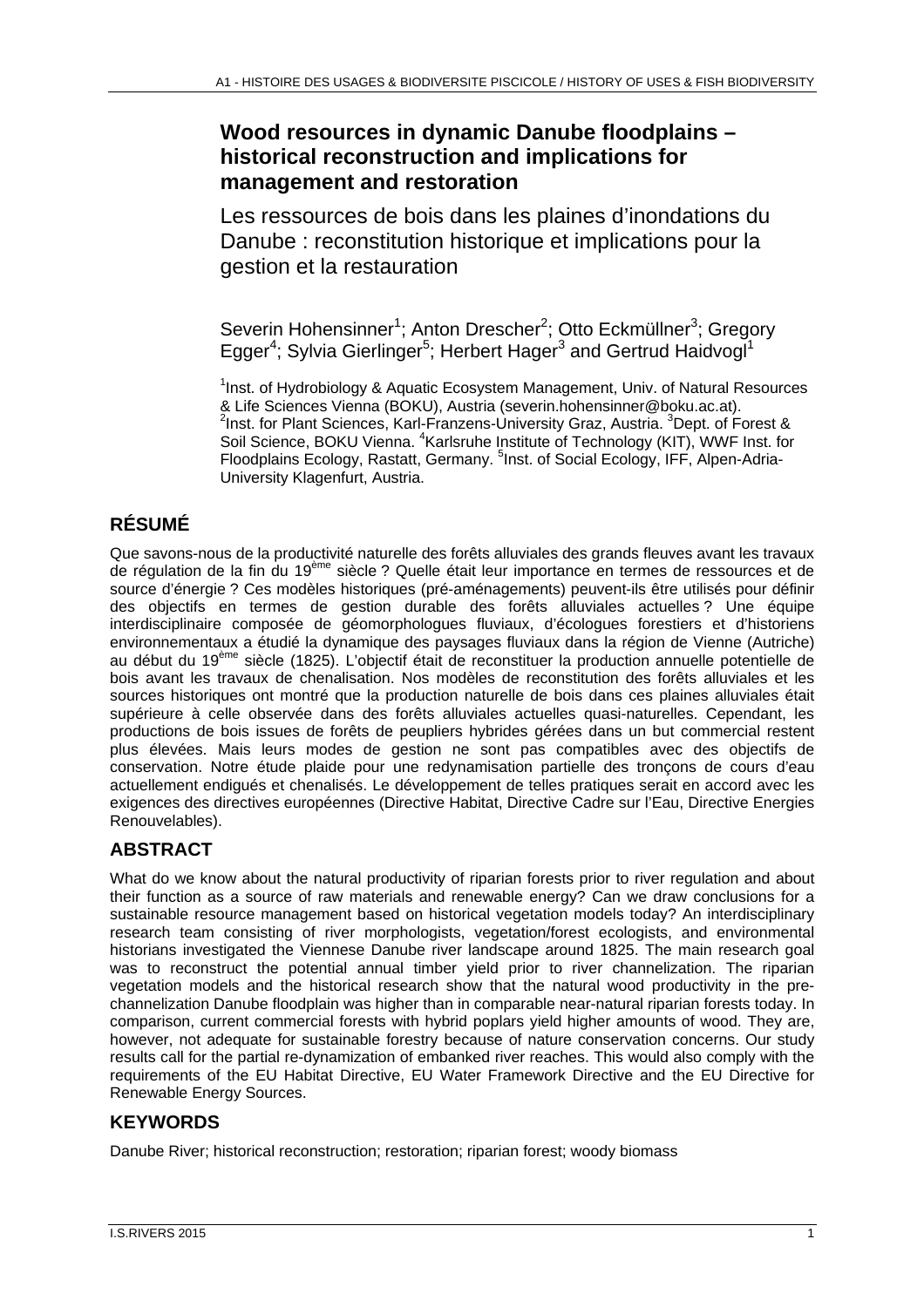# Wood resources in dynamic Danube floodplains – historical reconstruction and implications for management and restoration

Les ressources de bois dans les plaines d'inondations du Danube : reconstitution historique et implications pour la gestion et la restauration

Severin Hohensinner[1]; Anton Drescher[2]; Otto Eckmüllner[3]; Gregory Egger[4]; Sylvia Gierlinger[5]; Herbert Hager[3] and Gertrud Haidvogl[1]

[1]Inst. of Hydrobiology & Aquatic Ecosystem Management, Univ. of Natural Resources & Life Sciences Vienna (BOKU), Austria (severin.hohensinner@boku.ac.at). [2]Inst. for Plant Sciences, Karl-Franzens-University Graz, Austria. [3]Dept. of Forest & Soil Science, BOKU Vienna. [4]Karlsruhe Institute of Technology (KIT), WWF Inst. for Floodplains Ecology, Rastatt, Germany. [5]Inst. of Social Ecology, IFF, Alpen-Adria-University Klagenfurt, Austria.

## RÉSUMÉ

Que savons-nous de la productivité naturelle des forêts alluviales des grands fleuves avant les travaux de régulation de la fin du 19ème siècle ? Quelle était leur importance en termes de ressources et de source d'énergie ? Ces modèles historiques (pré-aménagements) peuvent-ils être utilisés pour définir des objectifs en termes de gestion durable des forêts alluviales actuelles ? Une équipe interdisciplinaire composée de géomorphologues fluviaux, d'écologues forestiers et d'historiens environnementaux a étudié la dynamique des paysages fluviaux dans la région de Vienne (Autriche) au début du 19ème siècle (1825). L'objectif était de reconstituer la production annuelle potentielle de bois avant les travaux de chenalisation. Nos modèles de reconstitution des forêts alluviales et les sources historiques ont montré que la production naturelle de bois dans ces plaines alluviales était supérieure à celle observée dans des forêts alluviales actuelles quasi-naturelles. Cependant, les productions de bois issues de forêts de peupliers hybrides gérées dans un but commercial restent plus élevées. Mais leurs modes de gestion ne sont pas compatibles avec des objectifs de conservation. Notre étude plaide pour une redynamisation partielle des tronçons de cours d'eau actuellement endigués et chenalisés. Le développement de telles pratiques serait en accord avec les exigences des directives européennes (Directive Habitat, Directive Cadre sur l'Eau, Directive Energies Renouvelables).

## ABSTRACT

What do we know about the natural productivity of riparian forests prior to river regulation and about their function as a source of raw materials and renewable energy? Can we draw conclusions for a sustainable resource management based on historical vegetation models today? An interdisciplinary research team consisting of river morphologists, vegetation/forest ecologists, and environmental historians investigated the Viennese Danube river landscape around 1825. The main research goal was to reconstruct the potential annual timber yield prior to river channelization. The riparian vegetation models and the historical research show that the natural wood productivity in the pre-channelization Danube floodplain was higher than in comparable near-natural riparian forests today. In comparison, current commercial forests with hybrid poplars yield higher amounts of wood. They are, however, not adequate for sustainable forestry because of nature conservation concerns. Our study results call for the partial re-dynamization of embanked river reaches. This would also comply with the requirements of the EU Habitat Directive, EU Water Framework Directive and the EU Directive for Renewable Energy Sources.

## KEYWORDS

Danube River; historical reconstruction; restoration; riparian forest; woody biomass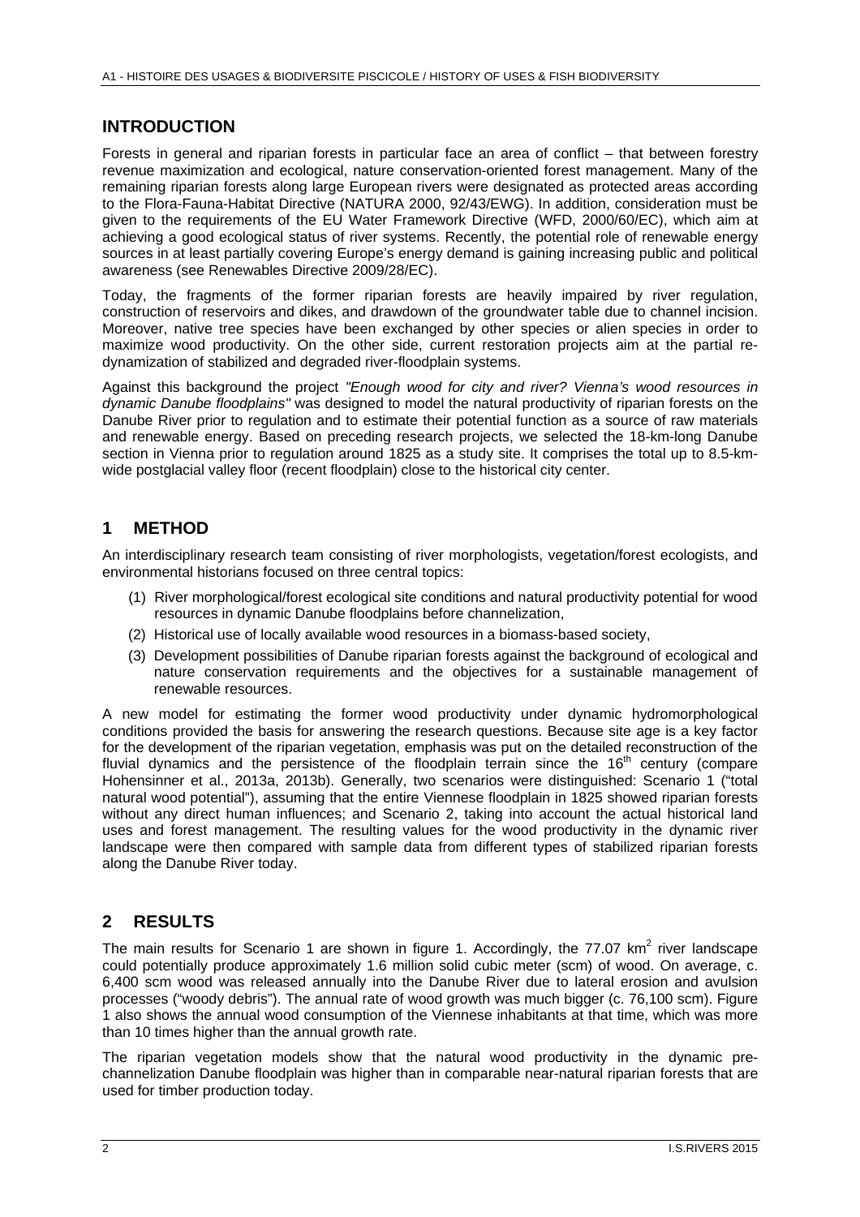## INTRODUCTION

Forests in general and riparian forests in particular face an area of conflict – that between forestry revenue maximization and ecological, nature conservation-oriented forest management. Many of the remaining riparian forests along large European rivers were designated as protected areas according to the Flora-Fauna-Habitat Directive (NATURA 2000, 92/43/EWG). In addition, consideration must be given to the requirements of the EU Water Framework Directive (WFD, 2000/60/EC), which aim at achieving a good ecological status of river systems. Recently, the potential role of renewable energy sources in at least partially covering Europe's energy demand is gaining increasing public and political awareness (see Renewables Directive 2009/28/EC).

Today, the fragments of the former riparian forests are heavily impaired by river regulation, construction of reservoirs and dikes, and drawdown of the groundwater table due to channel incision. Moreover, native tree species have been exchanged by other species or alien species in order to maximize wood productivity. On the other side, current restoration projects aim at the partial re-dynamization of stabilized and degraded river-floodplain systems.

Against this background the project *"Enough wood for city and river? Vienna's wood resources in dynamic Danube floodplains"* was designed to model the natural productivity of riparian forests on the Danube River prior to regulation and to estimate their potential function as a source of raw materials and renewable energy. Based on preceding research projects, we selected the 18-km-long Danube section in Vienna prior to regulation around 1825 as a study site. It comprises the total up to 8.5-km-wide postglacial valley floor (recent floodplain) close to the historical city center.

## 1 METHOD

An interdisciplinary research team consisting of river morphologists, vegetation/forest ecologists, and environmental historians focused on three central topics:

(1) River morphological/forest ecological site conditions and natural productivity potential for wood resources in dynamic Danube floodplains before channelization,

(2) Historical use of locally available wood resources in a biomass-based society,

(3) Development possibilities of Danube riparian forests against the background of ecological and nature conservation requirements and the objectives for a sustainable management of renewable resources.

A new model for estimating the former wood productivity under dynamic hydromorphological conditions provided the basis for answering the research questions. Because site age is a key factor for the development of the riparian vegetation, emphasis was put on the detailed reconstruction of the fluvial dynamics and the persistence of the floodplain terrain since the $16^{th}$ century (compare Hohensinner et al., 2013a, 2013b). Generally, two scenarios were distinguished: Scenario 1 ("total natural wood potential"), assuming that the entire Viennese floodplain in 1825 showed riparian forests without any direct human influences; and Scenario 2, taking into account the actual historical land uses and forest management. The resulting values for the wood productivity in the dynamic river landscape were then compared with sample data from different types of stabilized riparian forests along the Danube River today.

## 2 RESULTS

The main results for Scenario 1 are shown in figure 1. Accordingly, the 77.07 $km^2$ river landscape could potentially produce approximately 1.6 million solid cubic meter (scm) of wood. On average, c. 6,400 scm wood was released annually into the Danube River due to lateral erosion and avulsion processes ("woody debris"). The annual rate of wood growth was much bigger (c. 76,100 scm). Figure 1 also shows the annual wood consumption of the Viennese inhabitants at that time, which was more than 10 times higher than the annual growth rate.

The riparian vegetation models show that the natural wood productivity in the dynamic pre-channelization Danube floodplain was higher than in comparable near-natural riparian forests that are used for timber production today.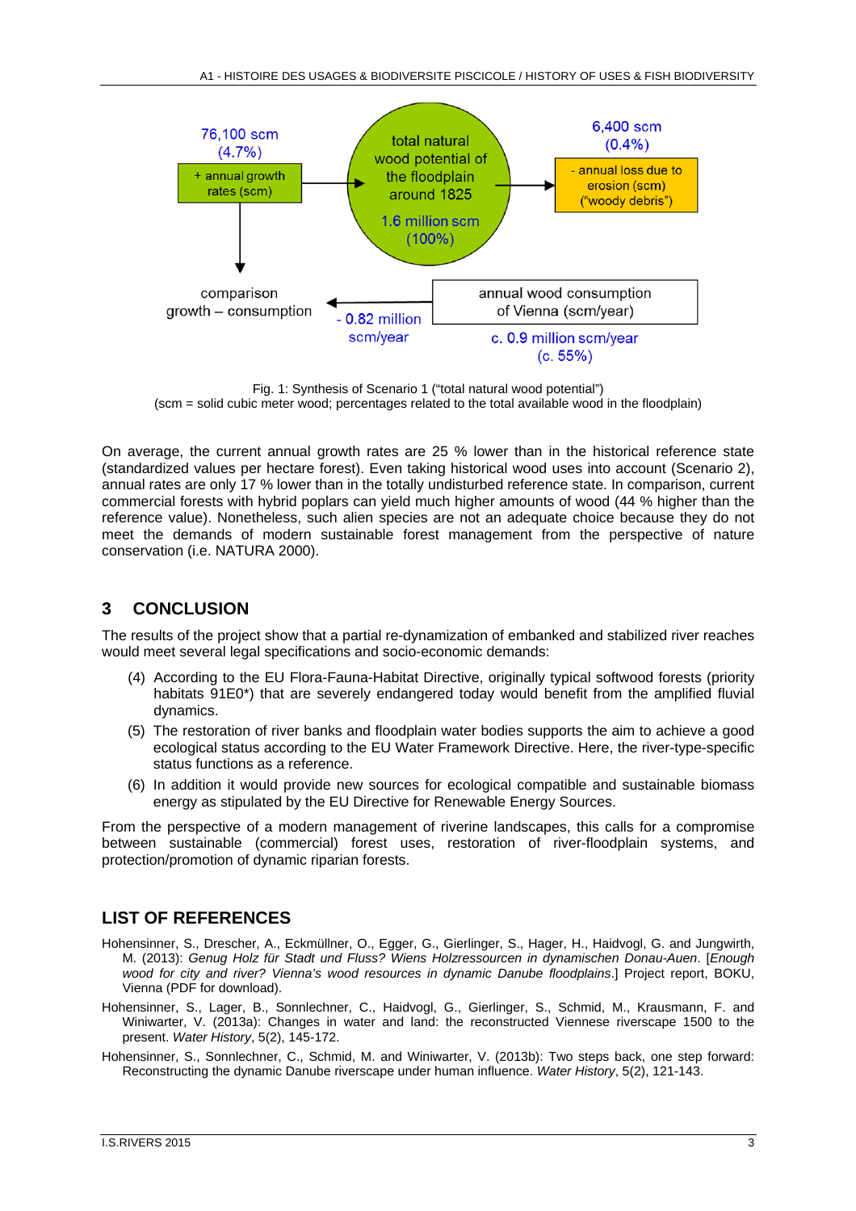76,100 scm
(4.7%)

+ annual growth rates (scm)

total natural wood potential of the floodplain around 1825

1.6 million scm
(100%)

6,400 scm
(0.4%)

- annual loss due to erosion (scm) ("woody debris")

comparison
growth – consumption

- 0.82 million scm/year

annual wood consumption of Vienna (scm/year)

c. 0.9 million scm/year
(c. 55%)

Fig. 1: Synthesis of Scenario 1 ("total natural wood potential")
(scm = solid cubic meter wood; percentages related to the total available wood in the floodplain)

On average, the current annual growth rates are 25 % lower than in the historical reference state (standardized values per hectare forest). Even taking historical wood uses into account (Scenario 2), annual rates are only 17 % lower than in the totally undisturbed reference state. In comparison, current commercial forests with hybrid poplars can yield much higher amounts of wood (44 % higher than the reference value). Nonetheless, such alien species are not an adequate choice because they do not meet the demands of modern sustainable forest management from the perspective of nature conservation (i.e. NATURA 2000).

## 3 CONCLUSION

The results of the project show that a partial re-dynamization of embanked and stabilized river reaches would meet several legal specifications and socio-economic demands:

(4) According to the EU Flora-Fauna-Habitat Directive, originally typical softwood forests (priority habitats 91E0*) that are severely endangered today would benefit from the amplified fluvial dynamics.

(5) The restoration of river banks and floodplain water bodies supports the aim to achieve a good ecological status according to the EU Water Framework Directive. Here, the river-type-specific status functions as a reference.

(6) In addition it would provide new sources for ecological compatible and sustainable biomass energy as stipulated by the EU Directive for Renewable Energy Sources.

From the perspective of a modern management of riverine landscapes, this calls for a compromise between sustainable (commercial) forest uses, restoration of river-floodplain systems, and protection/promotion of dynamic riparian forests.

## LIST OF REFERENCES

Hohensinner, S., Drescher, A., Eckmüllner, O., Egger, G., Gierlinger, S., Hager, H., Haidvogl, G. and Jungwirth, M. (2013): *Genug Holz für Stadt und Fluss? Wiens Holzressourcen in dynamischen Donau-Auen*. [*Enough wood for city and river? Vienna's wood resources in dynamic Danube floodplains*.] Project report, BOKU, Vienna (PDF for download).

Hohensinner, S., Lager, B., Sonnlechner, C., Haidvogl, G., Gierlinger, S., Schmid, M., Krausmann, F. and Winiwarter, V. (2013a): Changes in water and land: the reconstructed Viennese riverscape 1500 to the present. *Water History*, 5(2), 145-172.

Hohensinner, S., Sonnlechner, C., Schmid, M. and Winiwarter, V. (2013b): Two steps back, one step forward: Reconstructing the dynamic Danube riverscape under human influence. *Water History*, 5(2), 121-143.